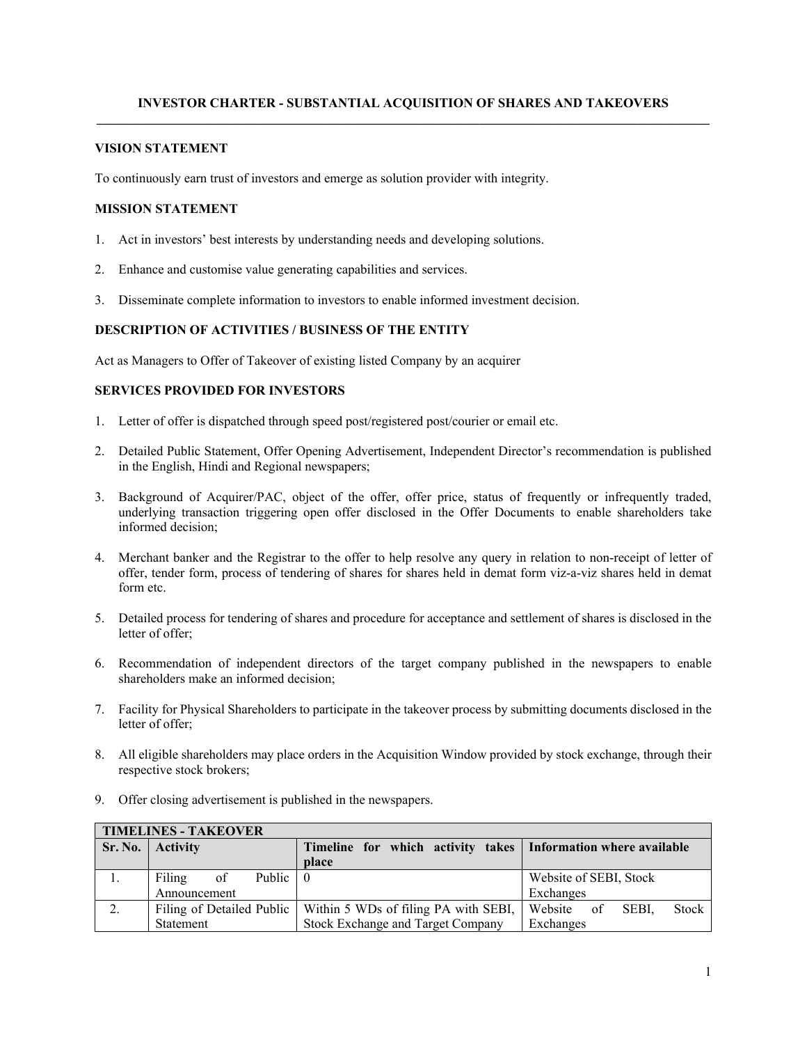# INVESTOR CHARTER - SUBSTANTIAL ACQUISITION OF SHARES AND TAKEOVERS

## VISION STATEMENT

To continuously earn trust of investors and emerge as solution provider with integrity.

## MISSION STATEMENT

1. Act in investors' best interests by understanding needs and developing solutions.

2. Enhance and customise value generating capabilities and services.

3. Disseminate complete information to investors to enable informed investment decision.

## DESCRIPTION OF ACTIVITIES / BUSINESS OF THE ENTITY

Act as Managers to Offer of Takeover of existing listed Company by an acquirer

## SERVICES PROVIDED FOR INVESTORS

1. Letter of offer is dispatched through speed post/registered post/courier or email etc.

2. Detailed Public Statement, Offer Opening Advertisement, Independent Director's recommendation is published in the English, Hindi and Regional newspapers;

3. Background of Acquirer/PAC, object of the offer, offer price, status of frequently or infrequently traded, underlying transaction triggering open offer disclosed in the Offer Documents to enable shareholders take informed decision;

4. Merchant banker and the Registrar to the offer to help resolve any query in relation to non-receipt of letter of offer, tender form, process of tendering of shares for shares held in demat form viz-a-viz shares held in demat form etc.

5. Detailed process for tendering of shares and procedure for acceptance and settlement of shares is disclosed in the letter of offer;

6. Recommendation of independent directors of the target company published in the newspapers to enable shareholders make an informed decision;

7. Facility for Physical Shareholders to participate in the takeover process by submitting documents disclosed in the letter of offer;

8. All eligible shareholders may place orders in the Acquisition Window provided by stock exchange, through their respective stock brokers;

9. Offer closing advertisement is published in the newspapers.

| **TIMELINES - TAKEOVER** | | | |
|---|---|---|---|
| **Sr. No.** | **Activity** | **Timeline for which activity takes place** | **Information where available** |
| 1. | Filing of Public Announcement | 0 | Website of SEBI, Stock Exchanges |
| 2. | Filing of Detailed Public Statement | Within 5 WDs of filing PA with SEBI, Stock Exchange and Target Company | Website of SEBI, Stock Exchanges |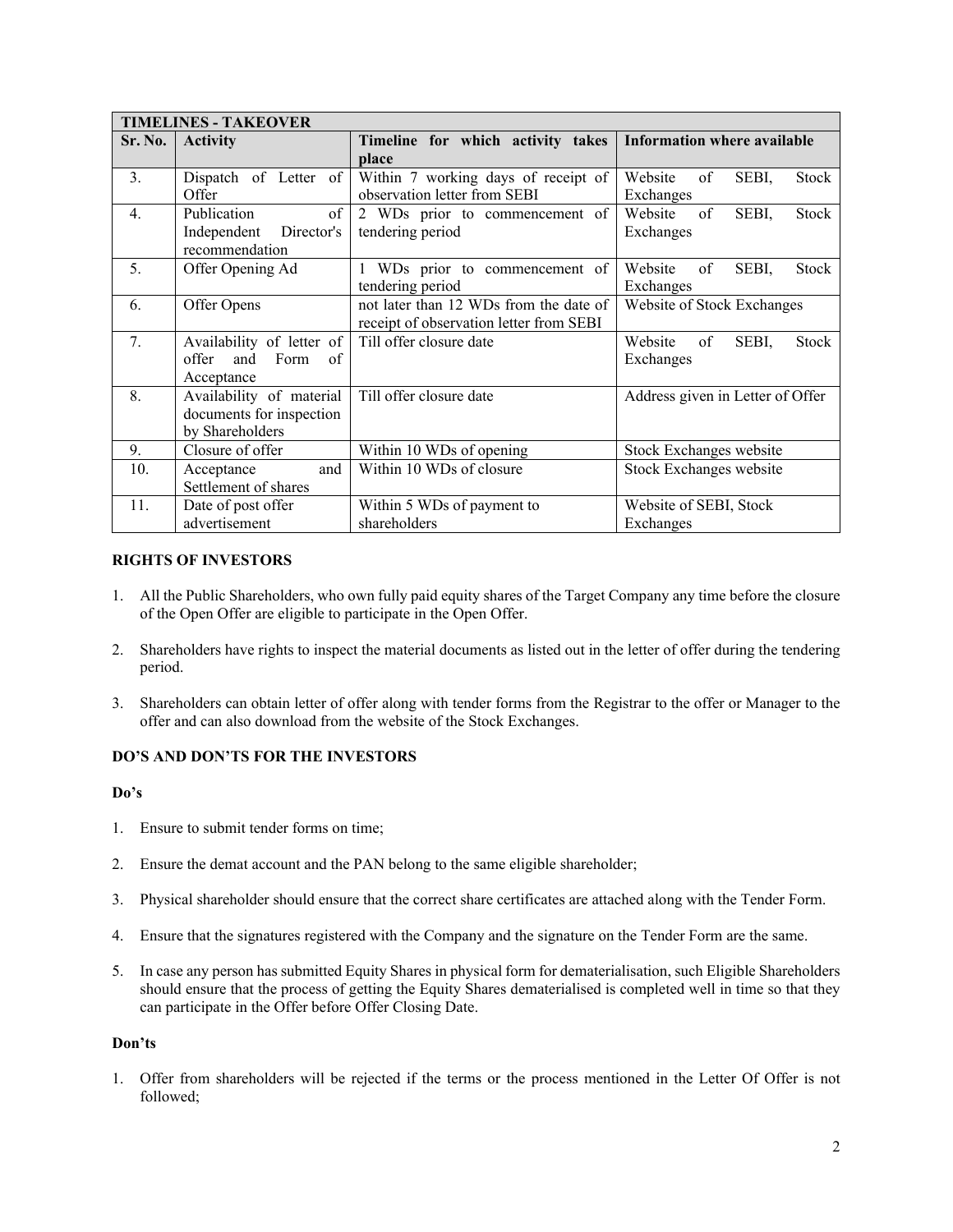| TIMELINES - TAKEOVER | | | |
|---|---|---|---|
| **Sr. No.** | **Activity** | **Timeline for which activity takes place** | **Information where available** |
| 3. | Dispatch of Letter of Offer | Within 7 working days of receipt of observation letter from SEBI | Website of SEBI, Stock Exchanges |
| 4. | Publication of Independent Director's recommendation | 2 WDs prior to commencement of tendering period | Website of SEBI, Stock Exchanges |
| 5. | Offer Opening Ad | 1 WDs prior to commencement of tendering period | Website of SEBI, Stock Exchanges |
| 6. | Offer Opens | not later than 12 WDs from the date of receipt of observation letter from SEBI | Website of Stock Exchanges |
| 7. | Availability of letter of offer and Form of Acceptance | Till offer closure date | Website of SEBI, Stock Exchanges |
| 8. | Availability of material documents for inspection by Shareholders | Till offer closure date | Address given in Letter of Offer |
| 9. | Closure of offer | Within 10 WDs of opening | Stock Exchanges website |
| 10. | Acceptance and Settlement of shares | Within 10 WDs of closure | Stock Exchanges website |
| 11. | Date of post offer advertisement | Within 5 WDs of payment to shareholders | Website of SEBI, Stock Exchanges |

**RIGHTS OF INVESTORS**

1. All the Public Shareholders, who own fully paid equity shares of the Target Company any time before the closure of the Open Offer are eligible to participate in the Open Offer.

2. Shareholders have rights to inspect the material documents as listed out in the letter of offer during the tendering period.

3. Shareholders can obtain letter of offer along with tender forms from the Registrar to the offer or Manager to the offer and can also download from the website of the Stock Exchanges.

**DO'S AND DON'TS FOR THE INVESTORS**

**Do's**

1. Ensure to submit tender forms on time;

2. Ensure the demat account and the PAN belong to the same eligible shareholder;

3. Physical shareholder should ensure that the correct share certificates are attached along with the Tender Form.

4. Ensure that the signatures registered with the Company and the signature on the Tender Form are the same.

5. In case any person has submitted Equity Shares in physical form for dematerialisation, such Eligible Shareholders should ensure that the process of getting the Equity Shares dematerialised is completed well in time so that they can participate in the Offer before Offer Closing Date.

**Don'ts**

1. Offer from shareholders will be rejected if the terms or the process mentioned in the Letter Of Offer is not followed;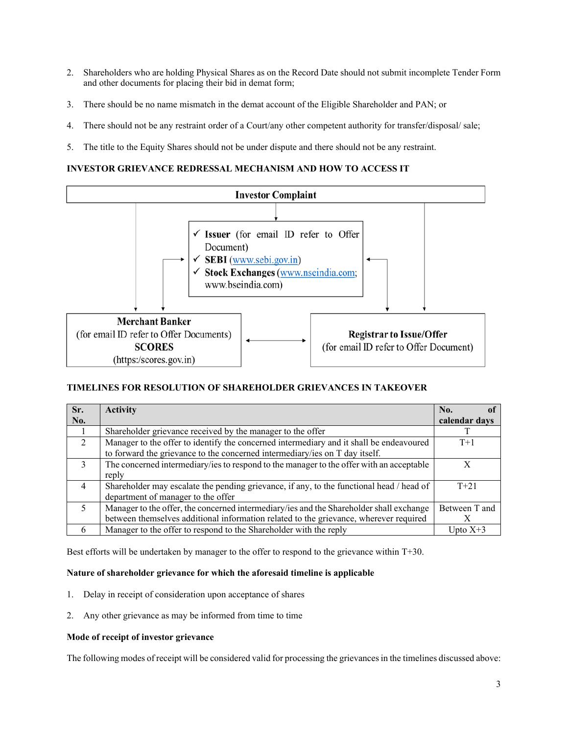2. Shareholders who are holding Physical Shares as on the Record Date should not submit incomplete Tender Form and other documents for placing their bid in demat form;

3. There should be no name mismatch in the demat account of the Eligible Shareholder and PAN; or

4. There should not be any restraint order of a Court/any other competent authority for transfer/disposal/ sale;

5. The title to the Equity Shares should not be under dispute and there should not be any restraint.

**INVESTOR GRIEVANCE REDRESSAL MECHANISM AND HOW TO ACCESS IT**

**Investor Complaint**

- ✓ **Issuer** (for email ID refer to Offer Document)
- ✓ **SEBI** (www.sebi.gov.in)
- ✓ **Stock Exchanges** (www.nseindia.com; www.bseindia.com)

**Merchant Banker**
(for email ID refer to Offer Documents)
**SCORES**
(https:/scores.gov.in)

**Registrar to Issue/Offer**
(for email ID refer to Offer Document)

**TIMELINES FOR RESOLUTION OF SHAREHOLDER GRIEVANCES IN TAKEOVER**

| Sr. No. | Activity | No. of calendar days |
|---|---|---|
| 1 | Shareholder grievance received by the manager to the offer | T |
| 2 | Manager to the offer to identify the concerned intermediary and it shall be endeavoured to forward the grievance to the concerned intermediary/ies on T day itself. | T+1 |
| 3 | The concerned intermediary/ies to respond to the manager to the offer with an acceptable reply | X |
| 4 | Shareholder may escalate the pending grievance, if any, to the functional head / head of department of manager to the offer | T+21 |
| 5 | Manager to the offer, the concerned intermediary/ies and the Shareholder shall exchange between themselves additional information related to the grievance, wherever required | Between T and X |
| 6 | Manager to the offer to respond to the Shareholder with the reply | Upto X+3 |

Best efforts will be undertaken by manager to the offer to respond to the grievance within T+30.

**Nature of shareholder grievance for which the aforesaid timeline is applicable**

1. Delay in receipt of consideration upon acceptance of shares

2. Any other grievance as may be informed from time to time

**Mode of receipt of investor grievance**

The following modes of receipt will be considered valid for processing the grievances in the timelines discussed above: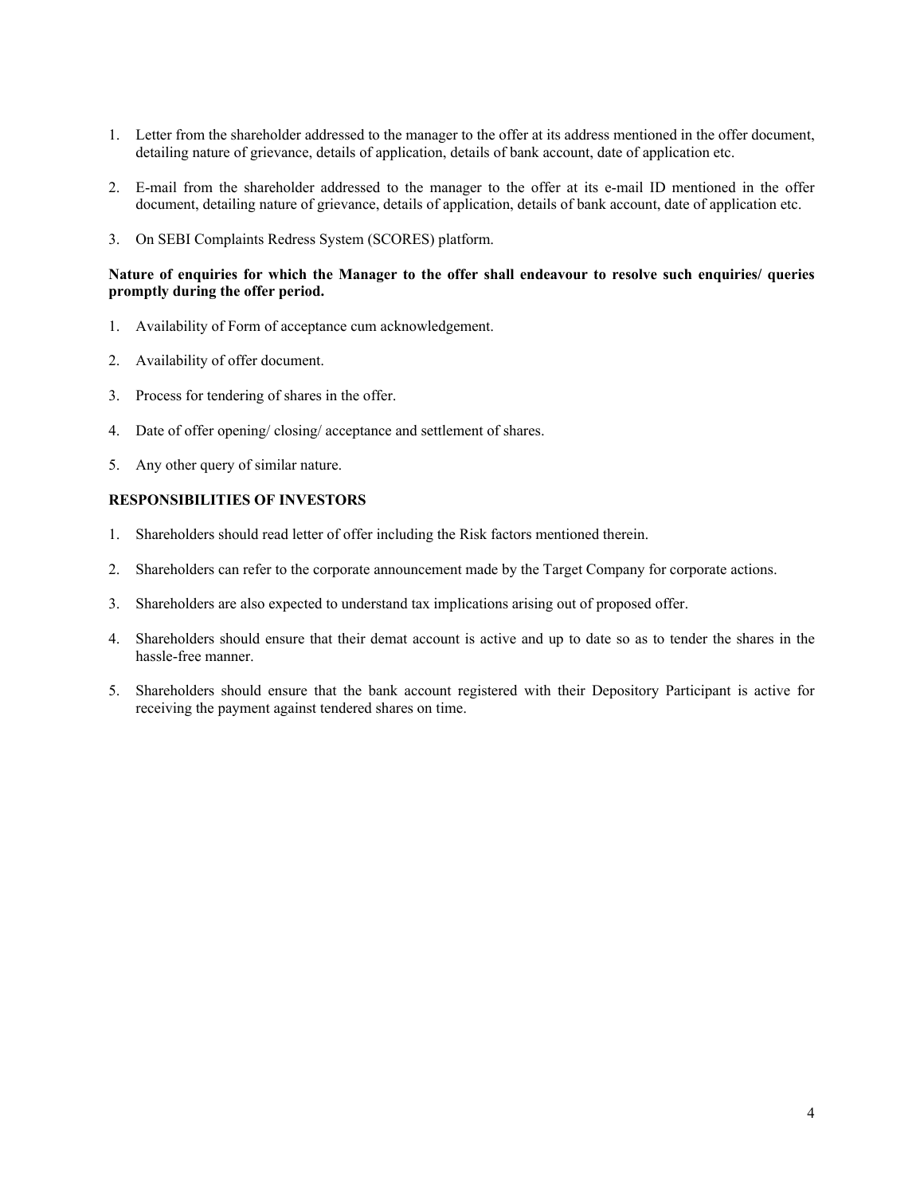1. Letter from the shareholder addressed to the manager to the offer at its address mentioned in the offer document, detailing nature of grievance, details of application, details of bank account, date of application etc.

2. E-mail from the shareholder addressed to the manager to the offer at its e-mail ID mentioned in the offer document, detailing nature of grievance, details of application, details of bank account, date of application etc.

3. On SEBI Complaints Redress System (SCORES) platform.

**Nature of enquiries for which the Manager to the offer shall endeavour to resolve such enquiries/ queries promptly during the offer period.**

1. Availability of Form of acceptance cum acknowledgement.

2. Availability of offer document.

3. Process for tendering of shares in the offer.

4. Date of offer opening/ closing/ acceptance and settlement of shares.

5. Any other query of similar nature.

**RESPONSIBILITIES OF INVESTORS**

1. Shareholders should read letter of offer including the Risk factors mentioned therein.

2. Shareholders can refer to the corporate announcement made by the Target Company for corporate actions.

3. Shareholders are also expected to understand tax implications arising out of proposed offer.

4. Shareholders should ensure that their demat account is active and up to date so as to tender the shares in the hassle-free manner.

5. Shareholders should ensure that the bank account registered with their Depository Participant is active for receiving the payment against tendered shares on time.